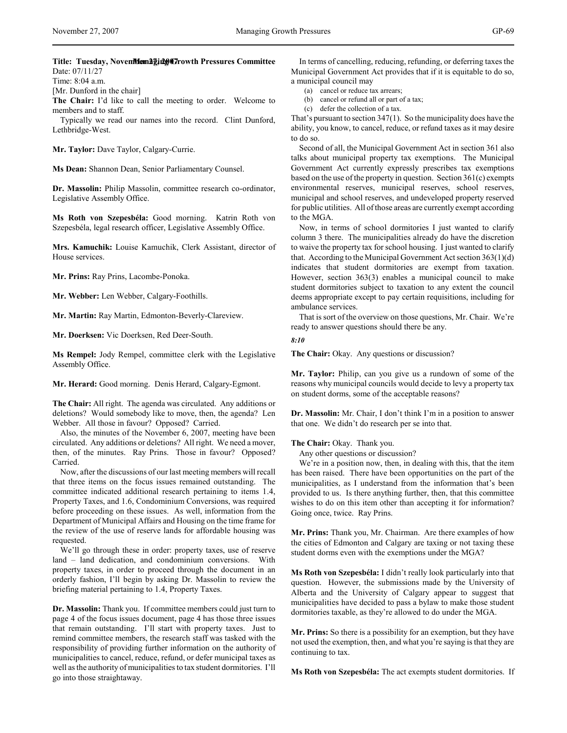**Title: Tuesday, November 27, 2007 Managing Growth Pressures Committee**
Date: 07/11/27
Time: 8:04 a.m.
[Mr. Dunford in the chair]

**The Chair:** I'd like to call the meeting to order. Welcome to members and to staff.

Typically we read our names into the record. Clint Dunford, Lethbridge-West.

**Mr. Taylor:** Dave Taylor, Calgary-Currie.

**Ms Dean:** Shannon Dean, Senior Parliamentary Counsel.

**Dr. Massolin:** Philip Massolin, committee research co-ordinator, Legislative Assembly Office.

**Ms Roth von Szepesbéla:** Good morning. Katrin Roth von Szepesbéla, legal research officer, Legislative Assembly Office.

**Mrs. Kamuchik:** Louise Kamuchik, Clerk Assistant, director of House services.

**Mr. Prins:** Ray Prins, Lacombe-Ponoka.

**Mr. Webber:** Len Webber, Calgary-Foothills.

**Mr. Martin:** Ray Martin, Edmonton-Beverly-Clareview.

**Mr. Doerksen:** Vic Doerksen, Red Deer-South.

**Ms Rempel:** Jody Rempel, committee clerk with the Legislative Assembly Office.

**Mr. Herard:** Good morning. Denis Herard, Calgary-Egmont.

**The Chair:** All right. The agenda was circulated. Any additions or deletions? Would somebody like to move, then, the agenda? Len Webber. All those in favour? Opposed? Carried.

Also, the minutes of the November 6, 2007, meeting have been circulated. Any additions or deletions? All right. We need a mover, then, of the minutes. Ray Prins. Those in favour? Opposed? Carried.

Now, after the discussions of our last meeting members will recall that three items on the focus issues remained outstanding. The committee indicated additional research pertaining to items 1.4, Property Taxes, and 1.6, Condominium Conversions, was required before proceeding on these issues. As well, information from the Department of Municipal Affairs and Housing on the time frame for the review of the use of reserve lands for affordable housing was requested.

We'll go through these in order: property taxes, use of reserve land – land dedication, and condominium conversions. With property taxes, in order to proceed through the document in an orderly fashion, I'll begin by asking Dr. Massolin to review the briefing material pertaining to 1.4, Property Taxes.

**Dr. Massolin:** Thank you. If committee members could just turn to page 4 of the focus issues document, page 4 has those three issues that remain outstanding. I'll start with property taxes. Just to remind committee members, the research staff was tasked with the responsibility of providing further information on the authority of municipalities to cancel, reduce, refund, or defer municipal taxes as well as the authority of municipalities to tax student dormitories. I'll go into those straightaway.

In terms of cancelling, reducing, refunding, or deferring taxes the Municipal Government Act provides that if it is equitable to do so, a municipal council may

(a) cancel or reduce tax arrears;
(b) cancel or refund all or part of a tax;
(c) defer the collection of a tax.

That's pursuant to section 347(1). So the municipality does have the ability, you know, to cancel, reduce, or refund taxes as it may desire to do so.

Second of all, the Municipal Government Act in section 361 also talks about municipal property tax exemptions. The Municipal Government Act currently expressly prescribes tax exemptions based on the use of the property in question. Section 361(c) exempts environmental reserves, municipal reserves, school reserves, municipal and school reserves, and undeveloped property reserved for public utilities. All of those areas are currently exempt according to the MGA.

Now, in terms of school dormitories I just wanted to clarify column 3 there. The municipalities already do have the discretion to waive the property tax for school housing. I just wanted to clarify that. According to the Municipal Government Act section 363(1)(d) indicates that student dormitories are exempt from taxation. However, section 363(3) enables a municipal council to make student dormitories subject to taxation to any extent the council deems appropriate except to pay certain requisitions, including for ambulance services.

That is sort of the overview on those questions, Mr. Chair. We're ready to answer questions should there be any.

*8:10*

**The Chair:** Okay. Any questions or discussion?

**Mr. Taylor:** Philip, can you give us a rundown of some of the reasons why municipal councils would decide to levy a property tax on student dorms, some of the acceptable reasons?

**Dr. Massolin:** Mr. Chair, I don't think I'm in a position to answer that one. We didn't do research per se into that.

**The Chair:** Okay. Thank you.

Any other questions or discussion?

We're in a position now, then, in dealing with this, that the item has been raised. There have been opportunities on the part of the municipalities, as I understand from the information that's been provided to us. Is there anything further, then, that this committee wishes to do on this item other than accepting it for information? Going once, twice. Ray Prins.

**Mr. Prins:** Thank you, Mr. Chairman. Are there examples of how the cities of Edmonton and Calgary are taxing or not taxing these student dorms even with the exemptions under the MGA?

**Ms Roth von Szepesbéla:** I didn't really look particularly into that question. However, the submissions made by the University of Alberta and the University of Calgary appear to suggest that municipalities have decided to pass a bylaw to make those student dormitories taxable, as they're allowed to do under the MGA.

**Mr. Prins:** So there is a possibility for an exemption, but they have not used the exemption, then, and what you're saying is that they are continuing to tax.

**Ms Roth von Szepesbéla:** The act exempts student dormitories. If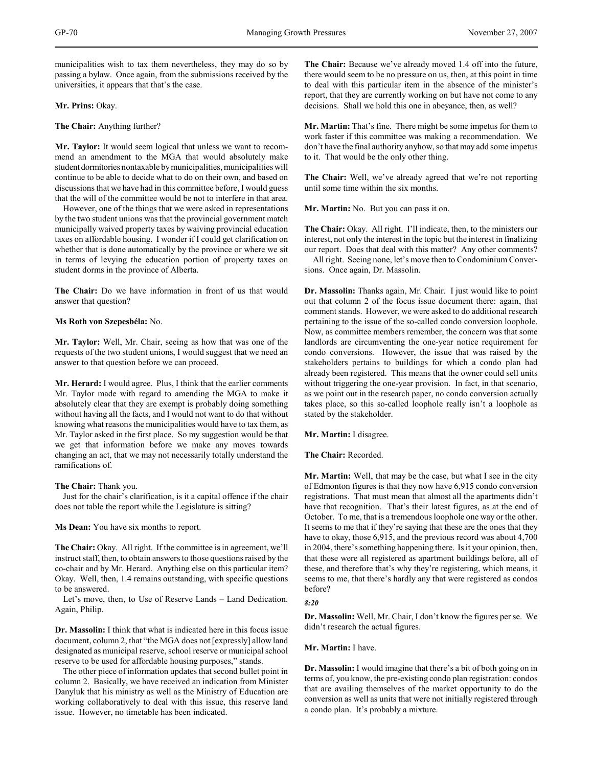municipalities wish to tax them nevertheless, they may do so by passing a bylaw. Once again, from the submissions received by the universities, it appears that that's the case.

**Mr. Prins:** Okay.

**The Chair:** Anything further?

**Mr. Taylor:** It would seem logical that unless we want to recommend an amendment to the MGA that would absolutely make student dormitories nontaxable by municipalities, municipalities will continue to be able to decide what to do on their own, and based on discussions that we have had in this committee before, I would guess that the will of the committee would be not to interfere in that area.

However, one of the things that we were asked in representations by the two student unions was that the provincial government match municipally waived property taxes by waiving provincial education taxes on affordable housing. I wonder if I could get clarification on whether that is done automatically by the province or where we sit in terms of levying the education portion of property taxes on student dorms in the province of Alberta.

**The Chair:** Do we have information in front of us that would answer that question?

**Ms Roth von Szepesbéla:** No.

**Mr. Taylor:** Well, Mr. Chair, seeing as how that was one of the requests of the two student unions, I would suggest that we need an answer to that question before we can proceed.

**Mr. Herard:** I would agree. Plus, I think that the earlier comments Mr. Taylor made with regard to amending the MGA to make it absolutely clear that they are exempt is probably doing something without having all the facts, and I would not want to do that without knowing what reasons the municipalities would have to tax them, as Mr. Taylor asked in the first place. So my suggestion would be that we get that information before we make any moves towards changing an act, that we may not necessarily totally understand the ramifications of.

**The Chair:** Thank you.

Just for the chair's clarification, is it a capital offence if the chair does not table the report while the Legislature is sitting?

**Ms Dean:** You have six months to report.

**The Chair:** Okay. All right. If the committee is in agreement, we'll instruct staff, then, to obtain answers to those questions raised by the co-chair and by Mr. Herard. Anything else on this particular item? Okay. Well, then, 1.4 remains outstanding, with specific questions to be answered.

Let's move, then, to Use of Reserve Lands – Land Dedication. Again, Philip.

**Dr. Massolin:** I think that what is indicated here in this focus issue document, column 2, that "the MGA does not [expressly] allow land designated as municipal reserve, school reserve or municipal school reserve to be used for affordable housing purposes," stands.

The other piece of information updates that second bullet point in column 2. Basically, we have received an indication from Minister Danyluk that his ministry as well as the Ministry of Education are working collaboratively to deal with this issue, this reserve land issue. However, no timetable has been indicated.

**The Chair:** Because we've already moved 1.4 off into the future, there would seem to be no pressure on us, then, at this point in time to deal with this particular item in the absence of the minister's report, that they are currently working on but have not come to any decisions. Shall we hold this one in abeyance, then, as well?

**Mr. Martin:** That's fine. There might be some impetus for them to work faster if this committee was making a recommendation. We don't have the final authority anyhow, so that may add some impetus to it. That would be the only other thing.

**The Chair:** Well, we've already agreed that we're not reporting until some time within the six months.

**Mr. Martin:** No. But you can pass it on.

**The Chair:** Okay. All right. I'll indicate, then, to the ministers our interest, not only the interest in the topic but the interest in finalizing our report. Does that deal with this matter? Any other comments?

All right. Seeing none, let's move then to Condominium Conversions. Once again, Dr. Massolin.

**Dr. Massolin:** Thanks again, Mr. Chair. I just would like to point out that column 2 of the focus issue document there: again, that comment stands. However, we were asked to do additional research pertaining to the issue of the so-called condo conversion loophole. Now, as committee members remember, the concern was that some landlords are circumventing the one-year notice requirement for condo conversions. However, the issue that was raised by the stakeholders pertains to buildings for which a condo plan had already been registered. This means that the owner could sell units without triggering the one-year provision. In fact, in that scenario, as we point out in the research paper, no condo conversion actually takes place, so this so-called loophole really isn't a loophole as stated by the stakeholder.

**Mr. Martin:** I disagree.

**The Chair:** Recorded.

**Mr. Martin:** Well, that may be the case, but what I see in the city of Edmonton figures is that they now have 6,915 condo conversion registrations. That must mean that almost all the apartments didn't have that recognition. That's their latest figures, as at the end of October. To me, that is a tremendous loophole one way or the other. It seems to me that if they're saying that these are the ones that they have to okay, those 6,915, and the previous record was about 4,700 in 2004, there's something happening there. Is it your opinion, then, that these were all registered as apartment buildings before, all of these, and therefore that's why they're registering, which means, it seems to me, that there's hardly any that were registered as condos before?

*8:20*

**Dr. Massolin:** Well, Mr. Chair, I don't know the figures per se. We didn't research the actual figures.

**Mr. Martin:** I have.

**Dr. Massolin:** I would imagine that there's a bit of both going on in terms of, you know, the pre-existing condo plan registration: condos that are availing themselves of the market opportunity to do the conversion as well as units that were not initially registered through a condo plan. It's probably a mixture.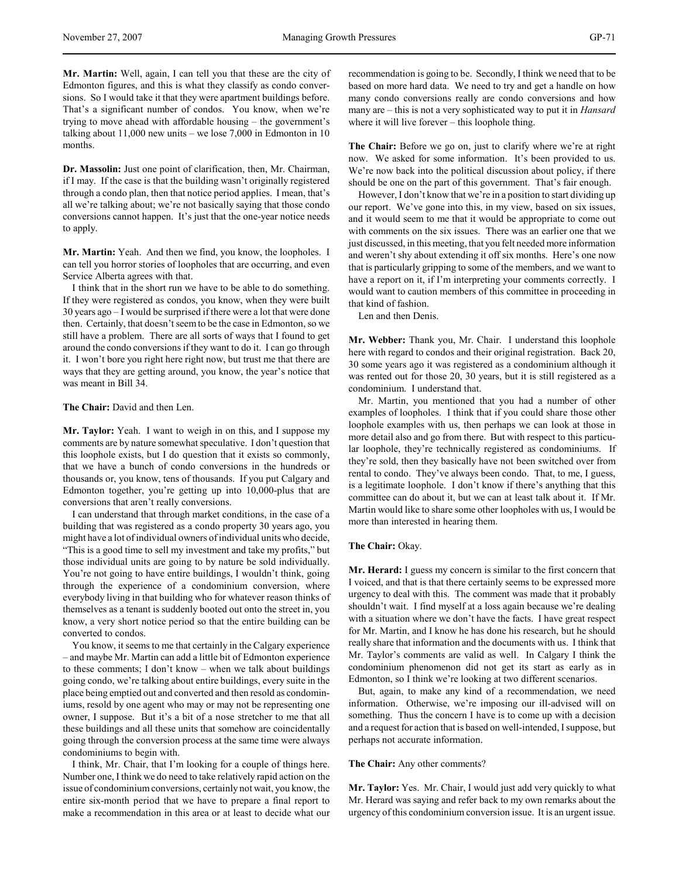**Mr. Martin:** Well, again, I can tell you that these are the city of Edmonton figures, and this is what they classify as condo conversions. So I would take it that they were apartment buildings before. That's a significant number of condos. You know, when we're trying to move ahead with affordable housing – the government's talking about 11,000 new units – we lose 7,000 in Edmonton in 10 months.

**Dr. Massolin:** Just one point of clarification, then, Mr. Chairman, if I may. If the case is that the building wasn't originally registered through a condo plan, then that notice period applies. I mean, that's all we're talking about; we're not basically saying that those condo conversions cannot happen. It's just that the one-year notice needs to apply.

**Mr. Martin:** Yeah. And then we find, you know, the loopholes. I can tell you horror stories of loopholes that are occurring, and even Service Alberta agrees with that.

I think that in the short run we have to be able to do something. If they were registered as condos, you know, when they were built 30 years ago – I would be surprised if there were a lot that were done then. Certainly, that doesn't seem to be the case in Edmonton, so we still have a problem. There are all sorts of ways that I found to get around the condo conversions if they want to do it. I can go through it. I won't bore you right here right now, but trust me that there are ways that they are getting around, you know, the year's notice that was meant in Bill 34.

**The Chair:** David and then Len.

**Mr. Taylor:** Yeah. I want to weigh in on this, and I suppose my comments are by nature somewhat speculative. I don't question that this loophole exists, but I do question that it exists so commonly, that we have a bunch of condo conversions in the hundreds or thousands or, you know, tens of thousands. If you put Calgary and Edmonton together, you're getting up into 10,000-plus that are conversions that aren't really conversions.

I can understand that through market conditions, in the case of a building that was registered as a condo property 30 years ago, you might have a lot of individual owners of individual units who decide, "This is a good time to sell my investment and take my profits," but those individual units are going to by nature be sold individually. You're not going to have entire buildings, I wouldn't think, going through the experience of a condominium conversion, where everybody living in that building who for whatever reason thinks of themselves as a tenant is suddenly booted out onto the street in, you know, a very short notice period so that the entire building can be converted to condos.

You know, it seems to me that certainly in the Calgary experience – and maybe Mr. Martin can add a little bit of Edmonton experience to these comments; I don't know – when we talk about buildings going condo, we're talking about entire buildings, every suite in the place being emptied out and converted and then resold as condominiums, resold by one agent who may or may not be representing one owner, I suppose. But it's a bit of a nose stretcher to me that all these buildings and all these units that somehow are coincidentally going through the conversion process at the same time were always condominiums to begin with.

I think, Mr. Chair, that I'm looking for a couple of things here. Number one, I think we do need to take relatively rapid action on the issue of condominium conversions, certainly not wait, you know, the entire six-month period that we have to prepare a final report to make a recommendation in this area or at least to decide what our recommendation is going to be. Secondly, I think we need that to be based on more hard data. We need to try and get a handle on how many condo conversions really are condo conversions and how many are – this is not a very sophisticated way to put it in *Hansard* where it will live forever – this loophole thing.

**The Chair:** Before we go on, just to clarify where we're at right now. We asked for some information. It's been provided to us. We're now back into the political discussion about policy, if there should be one on the part of this government. That's fair enough.

However, I don't know that we're in a position to start dividing up our report. We've gone into this, in my view, based on six issues, and it would seem to me that it would be appropriate to come out with comments on the six issues. There was an earlier one that we just discussed, in this meeting, that you felt needed more information and weren't shy about extending it off six months. Here's one now that is particularly gripping to some of the members, and we want to have a report on it, if I'm interpreting your comments correctly. I would want to caution members of this committee in proceeding in that kind of fashion.

Len and then Denis.

**Mr. Webber:** Thank you, Mr. Chair. I understand this loophole here with regard to condos and their original registration. Back 20, 30 some years ago it was registered as a condominium although it was rented out for those 20, 30 years, but it is still registered as a condominium. I understand that.

Mr. Martin, you mentioned that you had a number of other examples of loopholes. I think that if you could share those other loophole examples with us, then perhaps we can look at those in more detail also and go from there. But with respect to this particular loophole, they're technically registered as condominiums. If they're sold, then they basically have not been switched over from rental to condo. They've always been condo. That, to me, I guess, is a legitimate loophole. I don't know if there's anything that this committee can do about it, but we can at least talk about it. If Mr. Martin would like to share some other loopholes with us, I would be more than interested in hearing them.

**The Chair:** Okay.

**Mr. Herard:** I guess my concern is similar to the first concern that I voiced, and that is that there certainly seems to be expressed more urgency to deal with this. The comment was made that it probably shouldn't wait. I find myself at a loss again because we're dealing with a situation where we don't have the facts. I have great respect for Mr. Martin, and I know he has done his research, but he should really share that information and the documents with us. I think that Mr. Taylor's comments are valid as well. In Calgary I think the condominium phenomenon did not get its start as early as in Edmonton, so I think we're looking at two different scenarios.

But, again, to make any kind of a recommendation, we need information. Otherwise, we're imposing our ill-advised will on something. Thus the concern I have is to come up with a decision and a request for action that is based on well-intended, I suppose, but perhaps not accurate information.

**The Chair:** Any other comments?

**Mr. Taylor:** Yes. Mr. Chair, I would just add very quickly to what Mr. Herard was saying and refer back to my own remarks about the urgency of this condominium conversion issue. It is an urgent issue.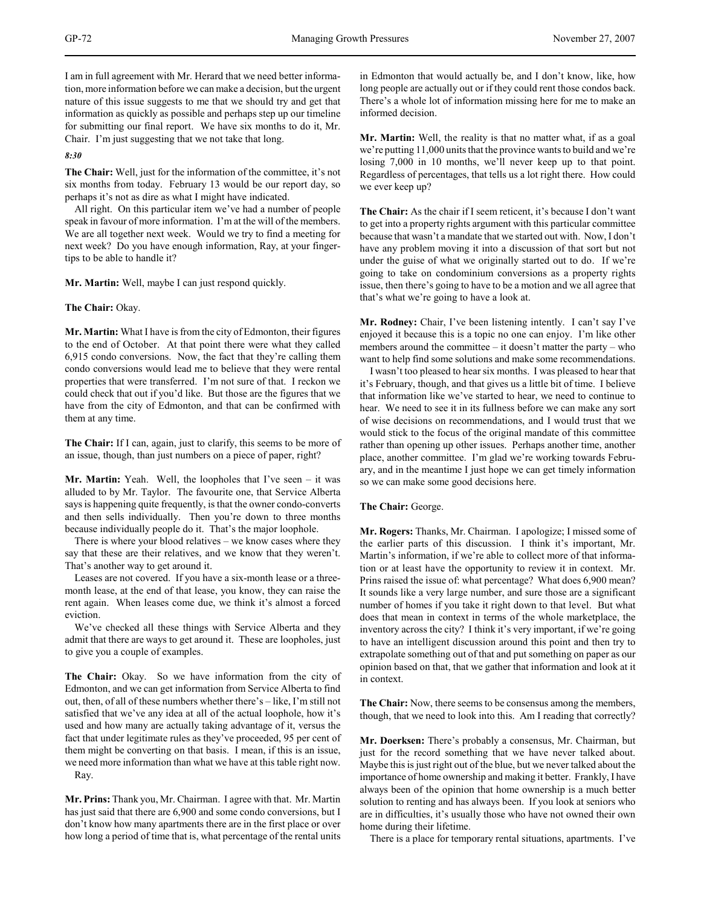I am in full agreement with Mr. Herard that we need better information, more information before we can make a decision, but the urgent nature of this issue suggests to me that we should try and get that information as quickly as possible and perhaps step up our timeline for submitting our final report. We have six months to do it, Mr. Chair. I'm just suggesting that we not take that long.

*8:30*

**The Chair:** Well, just for the information of the committee, it's not six months from today. February 13 would be our report day, so perhaps it's not as dire as what I might have indicated.

All right. On this particular item we've had a number of people speak in favour of more information. I'm at the will of the members. We are all together next week. Would we try to find a meeting for next week? Do you have enough information, Ray, at your fingertips to be able to handle it?

**Mr. Martin:** Well, maybe I can just respond quickly.

**The Chair:** Okay.

**Mr. Martin:** What I have is from the city of Edmonton, their figures to the end of October. At that point there were what they called 6,915 condo conversions. Now, the fact that they're calling them condo conversions would lead me to believe that they were rental properties that were transferred. I'm not sure of that. I reckon we could check that out if you'd like. But those are the figures that we have from the city of Edmonton, and that can be confirmed with them at any time.

**The Chair:** If I can, again, just to clarify, this seems to be more of an issue, though, than just numbers on a piece of paper, right?

**Mr. Martin:** Yeah. Well, the loopholes that I've seen – it was alluded to by Mr. Taylor. The favourite one, that Service Alberta says is happening quite frequently, is that the owner condo-converts and then sells individually. Then you're down to three months because individually people do it. That's the major loophole.

There is where your blood relatives – we know cases where they say that these are their relatives, and we know that they weren't. That's another way to get around it.

Leases are not covered. If you have a six-month lease or a three-month lease, at the end of that lease, you know, they can raise the rent again. When leases come due, we think it's almost a forced eviction.

We've checked all these things with Service Alberta and they admit that there are ways to get around it. These are loopholes, just to give you a couple of examples.

**The Chair:** Okay. So we have information from the city of Edmonton, and we can get information from Service Alberta to find out, then, of all of these numbers whether there's – like, I'm still not satisfied that we've any idea at all of the actual loophole, how it's used and how many are actually taking advantage of it, versus the fact that under legitimate rules as they've proceeded, 95 per cent of them might be converting on that basis. I mean, if this is an issue, we need more information than what we have at this table right now.

Ray.

**Mr. Prins:** Thank you, Mr. Chairman. I agree with that. Mr. Martin has just said that there are 6,900 and some condo conversions, but I don't know how many apartments there are in the first place or over how long a period of time that is, what percentage of the rental units in Edmonton that would actually be, and I don't know, like, how long people are actually out or if they could rent those condos back. There's a whole lot of information missing here for me to make an informed decision.

**Mr. Martin:** Well, the reality is that no matter what, if as a goal we're putting 11,000 units that the province wants to build and we're losing 7,000 in 10 months, we'll never keep up to that point. Regardless of percentages, that tells us a lot right there. How could we ever keep up?

**The Chair:** As the chair if I seem reticent, it's because I don't want to get into a property rights argument with this particular committee because that wasn't a mandate that we started out with. Now, I don't have any problem moving it into a discussion of that sort but not under the guise of what we originally started out to do. If we're going to take on condominium conversions as a property rights issue, then there's going to have to be a motion and we all agree that that's what we're going to have a look at.

**Mr. Rodney:** Chair, I've been listening intently. I can't say I've enjoyed it because this is a topic no one can enjoy. I'm like other members around the committee – it doesn't matter the party – who want to help find some solutions and make some recommendations.

I wasn't too pleased to hear six months. I was pleased to hear that it's February, though, and that gives us a little bit of time. I believe that information like we've started to hear, we need to continue to hear. We need to see it in its fullness before we can make any sort of wise decisions on recommendations, and I would trust that we would stick to the focus of the original mandate of this committee rather than opening up other issues. Perhaps another time, another place, another committee. I'm glad we're working towards February, and in the meantime I just hope we can get timely information so we can make some good decisions here.

**The Chair:** George.

**Mr. Rogers:** Thanks, Mr. Chairman. I apologize; I missed some of the earlier parts of this discussion. I think it's important, Mr. Martin's information, if we're able to collect more of that information or at least have the opportunity to review it in context. Mr. Prins raised the issue of: what percentage? What does 6,900 mean? It sounds like a very large number, and sure those are a significant number of homes if you take it right down to that level. But what does that mean in context in terms of the whole marketplace, the inventory across the city? I think it's very important, if we're going to have an intelligent discussion around this point and then try to extrapolate something out of that and put something on paper as our opinion based on that, that we gather that information and look at it in context.

**The Chair:** Now, there seems to be consensus among the members, though, that we need to look into this. Am I reading that correctly?

**Mr. Doerksen:** There's probably a consensus, Mr. Chairman, but just for the record something that we have never talked about. Maybe this is just right out of the blue, but we never talked about the importance of home ownership and making it better. Frankly, I have always been of the opinion that home ownership is a much better solution to renting and has always been. If you look at seniors who are in difficulties, it's usually those who have not owned their own home during their lifetime.

There is a place for temporary rental situations, apartments. I've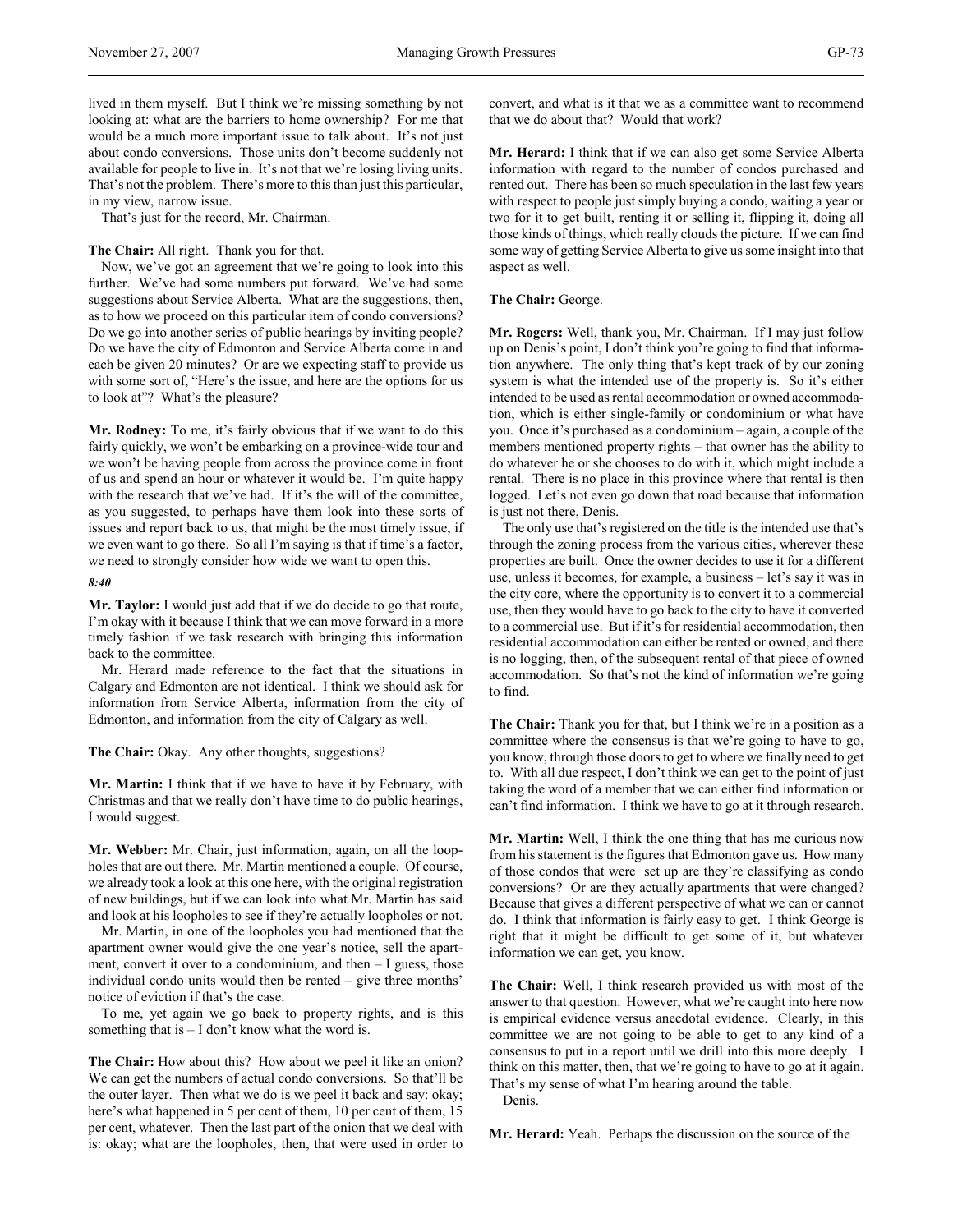lived in them myself. But I think we're missing something by not looking at: what are the barriers to home ownership? For me that would be a much more important issue to talk about. It's not just about condo conversions. Those units don't become suddenly not available for people to live in. It's not that we're losing living units. That's not the problem. There's more to this than just this particular, in my view, narrow issue.

That's just for the record, Mr. Chairman.

**The Chair:** All right. Thank you for that.

Now, we've got an agreement that we're going to look into this further. We've had some numbers put forward. We've had some suggestions about Service Alberta. What are the suggestions, then, as to how we proceed on this particular item of condo conversions? Do we go into another series of public hearings by inviting people? Do we have the city of Edmonton and Service Alberta come in and each be given 20 minutes? Or are we expecting staff to provide us with some sort of, "Here's the issue, and here are the options for us to look at"? What's the pleasure?

**Mr. Rodney:** To me, it's fairly obvious that if we want to do this fairly quickly, we won't be embarking on a province-wide tour and we won't be having people from across the province come in front of us and spend an hour or whatever it would be. I'm quite happy with the research that we've had. If it's the will of the committee, as you suggested, to perhaps have them look into these sorts of issues and report back to us, that might be the most timely issue, if we even want to go there. So all I'm saying is that if time's a factor, we need to strongly consider how wide we want to open this.

*8:40*

**Mr. Taylor:** I would just add that if we do decide to go that route, I'm okay with it because I think that we can move forward in a more timely fashion if we task research with bringing this information back to the committee.

Mr. Herard made reference to the fact that the situations in Calgary and Edmonton are not identical. I think we should ask for information from Service Alberta, information from the city of Edmonton, and information from the city of Calgary as well.

**The Chair:** Okay. Any other thoughts, suggestions?

**Mr. Martin:** I think that if we have to have it by February, with Christmas and that we really don't have time to do public hearings, I would suggest.

**Mr. Webber:** Mr. Chair, just information, again, on all the loopholes that are out there. Mr. Martin mentioned a couple. Of course, we already took a look at this one here, with the original registration of new buildings, but if we can look into what Mr. Martin has said and look at his loopholes to see if they're actually loopholes or not.

Mr. Martin, in one of the loopholes you had mentioned that the apartment owner would give the one year's notice, sell the apartment, convert it over to a condominium, and then – I guess, those individual condo units would then be rented – give three months' notice of eviction if that's the case.

To me, yet again we go back to property rights, and is this something that is – I don't know what the word is.

**The Chair:** How about this? How about we peel it like an onion? We can get the numbers of actual condo conversions. So that'll be the outer layer. Then what we do is we peel it back and say: okay; here's what happened in 5 per cent of them, 10 per cent of them, 15 per cent, whatever. Then the last part of the onion that we deal with is: okay; what are the loopholes, then, that were used in order to convert, and what is it that we as a committee want to recommend that we do about that? Would that work?

**Mr. Herard:** I think that if we can also get some Service Alberta information with regard to the number of condos purchased and rented out. There has been so much speculation in the last few years with respect to people just simply buying a condo, waiting a year or two for it to get built, renting it or selling it, flipping it, doing all those kinds of things, which really clouds the picture. If we can find some way of getting Service Alberta to give us some insight into that aspect as well.

**The Chair:** George.

**Mr. Rogers:** Well, thank you, Mr. Chairman. If I may just follow up on Denis's point, I don't think you're going to find that information anywhere. The only thing that's kept track of by our zoning system is what the intended use of the property is. So it's either intended to be used as rental accommodation or owned accommodation, which is either single-family or condominium or what have you. Once it's purchased as a condominium – again, a couple of the members mentioned property rights – that owner has the ability to do whatever he or she chooses to do with it, which might include a rental. There is no place in this province where that rental is then logged. Let's not even go down that road because that information is just not there, Denis.

The only use that's registered on the title is the intended use that's through the zoning process from the various cities, wherever these properties are built. Once the owner decides to use it for a different use, unless it becomes, for example, a business – let's say it was in the city core, where the opportunity is to convert it to a commercial use, then they would have to go back to the city to have it converted to a commercial use. But if it's for residential accommodation, then residential accommodation can either be rented or owned, and there is no logging, then, of the subsequent rental of that piece of owned accommodation. So that's not the kind of information we're going to find.

**The Chair:** Thank you for that, but I think we're in a position as a committee where the consensus is that we're going to have to go, you know, through those doors to get to where we finally need to get to. With all due respect, I don't think we can get to the point of just taking the word of a member that we can either find information or can't find information. I think we have to go at it through research.

**Mr. Martin:** Well, I think the one thing that has me curious now from his statement is the figures that Edmonton gave us. How many of those condos that were set up are they're classifying as condo conversions? Or are they actually apartments that were changed? Because that gives a different perspective of what we can or cannot do. I think that information is fairly easy to get. I think George is right that it might be difficult to get some of it, but whatever information we can get, you know.

**The Chair:** Well, I think research provided us with most of the answer to that question. However, what we're caught into here now is empirical evidence versus anecdotal evidence. Clearly, in this committee we are not going to be able to get to any kind of a consensus to put in a report until we drill into this more deeply. I think on this matter, then, that we're going to have to go at it again. That's my sense of what I'm hearing around the table.

Denis.

**Mr. Herard:** Yeah. Perhaps the discussion on the source of the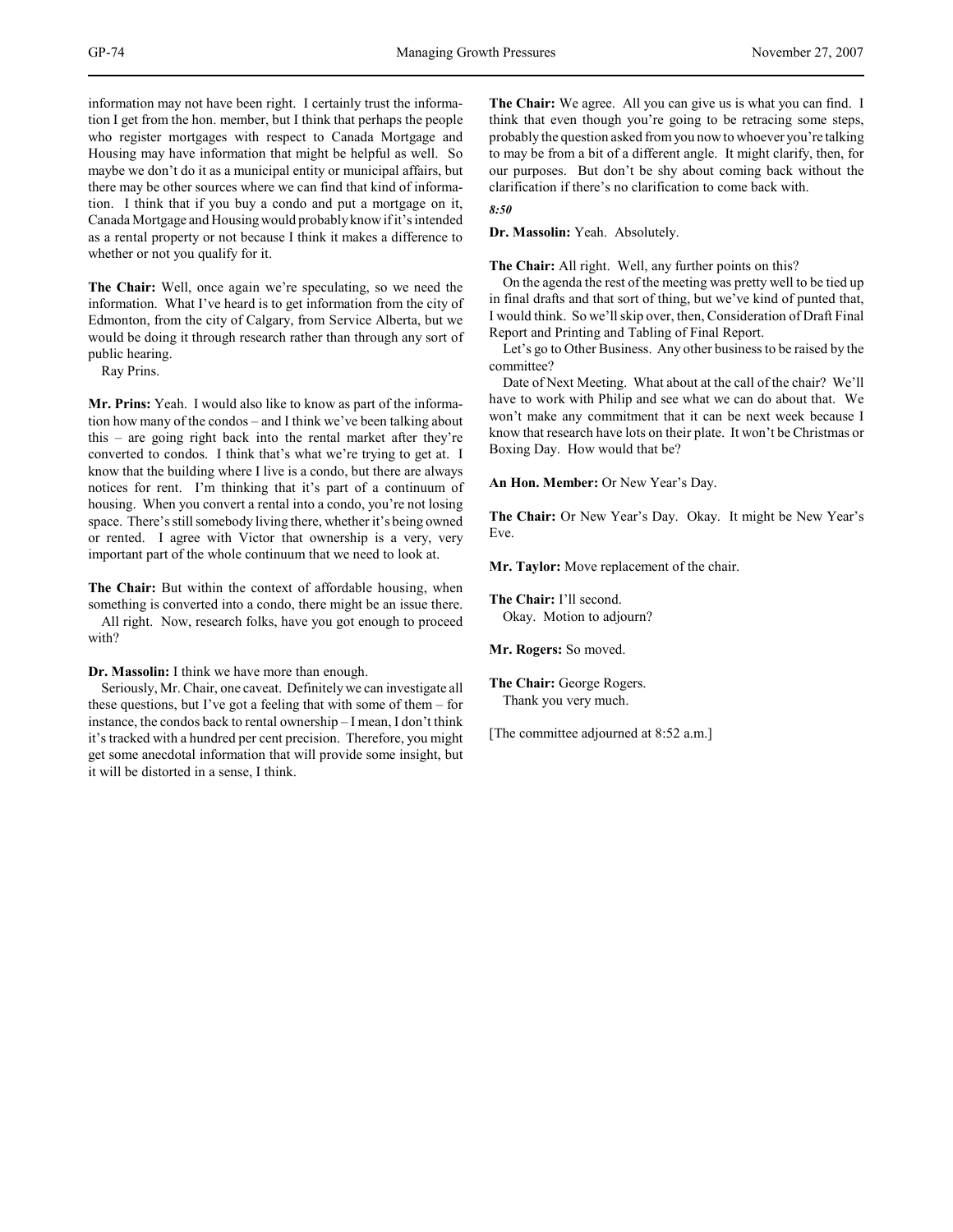information may not have been right. I certainly trust the information I get from the hon. member, but I think that perhaps the people who register mortgages with respect to Canada Mortgage and Housing may have information that might be helpful as well. So maybe we don't do it as a municipal entity or municipal affairs, but there may be other sources where we can find that kind of information. I think that if you buy a condo and put a mortgage on it, Canada Mortgage and Housing would probably know if it's intended as a rental property or not because I think it makes a difference to whether or not you qualify for it.

**The Chair:** Well, once again we're speculating, so we need the information. What I've heard is to get information from the city of Edmonton, from the city of Calgary, from Service Alberta, but we would be doing it through research rather than through any sort of public hearing.

Ray Prins.

**Mr. Prins:** Yeah. I would also like to know as part of the information how many of the condos – and I think we've been talking about this – are going right back into the rental market after they're converted to condos. I think that's what we're trying to get at. I know that the building where I live is a condo, but there are always notices for rent. I'm thinking that it's part of a continuum of housing. When you convert a rental into a condo, you're not losing space. There's still somebody living there, whether it's being owned or rented. I agree with Victor that ownership is a very, very important part of the whole continuum that we need to look at.

**The Chair:** But within the context of affordable housing, when something is converted into a condo, there might be an issue there.

All right. Now, research folks, have you got enough to proceed with?

**Dr. Massolin:** I think we have more than enough.

Seriously, Mr. Chair, one caveat. Definitely we can investigate all these questions, but I've got a feeling that with some of them – for instance, the condos back to rental ownership – I mean, I don't think it's tracked with a hundred per cent precision. Therefore, you might get some anecdotal information that will provide some insight, but it will be distorted in a sense, I think.

**The Chair:** We agree. All you can give us is what you can find. I think that even though you're going to be retracing some steps, probably the question asked from you now to whoever you're talking to may be from a bit of a different angle. It might clarify, then, for our purposes. But don't be shy about coming back without the clarification if there's no clarification to come back with.

*8:50*

**Dr. Massolin:** Yeah. Absolutely.

**The Chair:** All right. Well, any further points on this?

On the agenda the rest of the meeting was pretty well to be tied up in final drafts and that sort of thing, but we've kind of punted that, I would think. So we'll skip over, then, Consideration of Draft Final Report and Printing and Tabling of Final Report.

Let's go to Other Business. Any other business to be raised by the committee?

Date of Next Meeting. What about at the call of the chair? We'll have to work with Philip and see what we can do about that. We won't make any commitment that it can be next week because I know that research have lots on their plate. It won't be Christmas or Boxing Day. How would that be?

**An Hon. Member:** Or New Year's Day.

**The Chair:** Or New Year's Day. Okay. It might be New Year's Eve.

**Mr. Taylor:** Move replacement of the chair.

**The Chair:** I'll second.

Okay. Motion to adjourn?

**Mr. Rogers:** So moved.

**The Chair:** George Rogers.

Thank you very much.

[The committee adjourned at 8:52 a.m.]